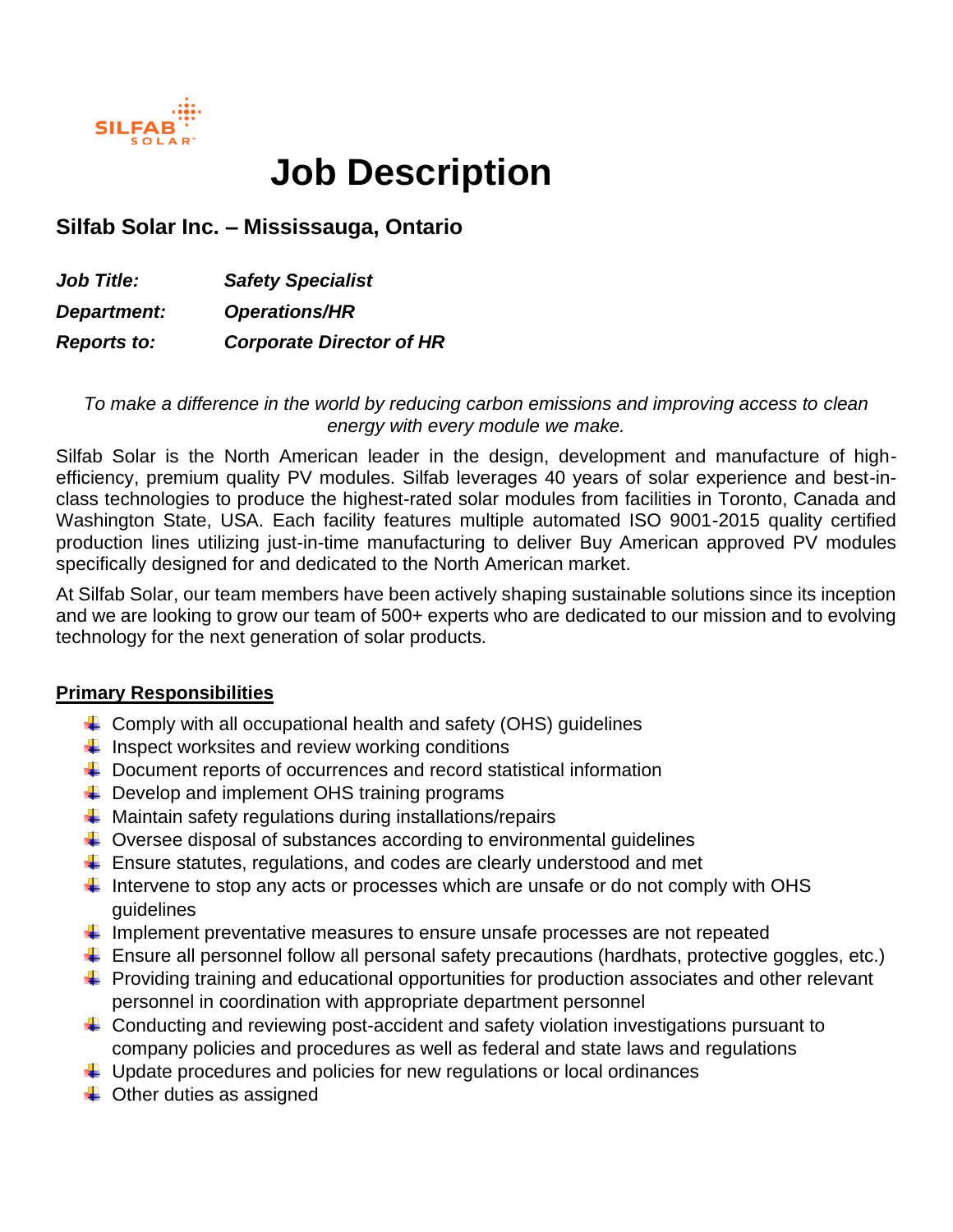# Job Description

## Silfab Solar Inc. – Mississauga, Ontario

***Job Title:*** ***Safety Specialist***

***Department:*** ***Operations/HR***

***Reports to:*** ***Corporate Director of HR***

*To make a difference in the world by reducing carbon emissions and improving access to clean energy with every module we make.*

Silfab Solar is the North American leader in the design, development and manufacture of high-efficiency, premium quality PV modules. Silfab leverages 40 years of solar experience and best-in-class technologies to produce the highest-rated solar modules from facilities in Toronto, Canada and Washington State, USA. Each facility features multiple automated ISO 9001-2015 quality certified production lines utilizing just-in-time manufacturing to deliver Buy American approved PV modules specifically designed for and dedicated to the North American market.

At Silfab Solar, our team members have been actively shaping sustainable solutions since its inception and we are looking to grow our team of 500+ experts who are dedicated to our mission and to evolving technology for the next generation of solar products.

**Primary Responsibilities**

- Comply with all occupational health and safety (OHS) guidelines
- Inspect worksites and review working conditions
- Document reports of occurrences and record statistical information
- Develop and implement OHS training programs
- Maintain safety regulations during installations/repairs
- Oversee disposal of substances according to environmental guidelines
- Ensure statutes, regulations, and codes are clearly understood and met
- Intervene to stop any acts or processes which are unsafe or do not comply with OHS guidelines
- Implement preventative measures to ensure unsafe processes are not repeated
- Ensure all personnel follow all personal safety precautions (hardhats, protective goggles, etc.)
- Providing training and educational opportunities for production associates and other relevant personnel in coordination with appropriate department personnel
- Conducting and reviewing post-accident and safety violation investigations pursuant to company policies and procedures as well as federal and state laws and regulations
- Update procedures and policies for new regulations or local ordinances
- Other duties as assigned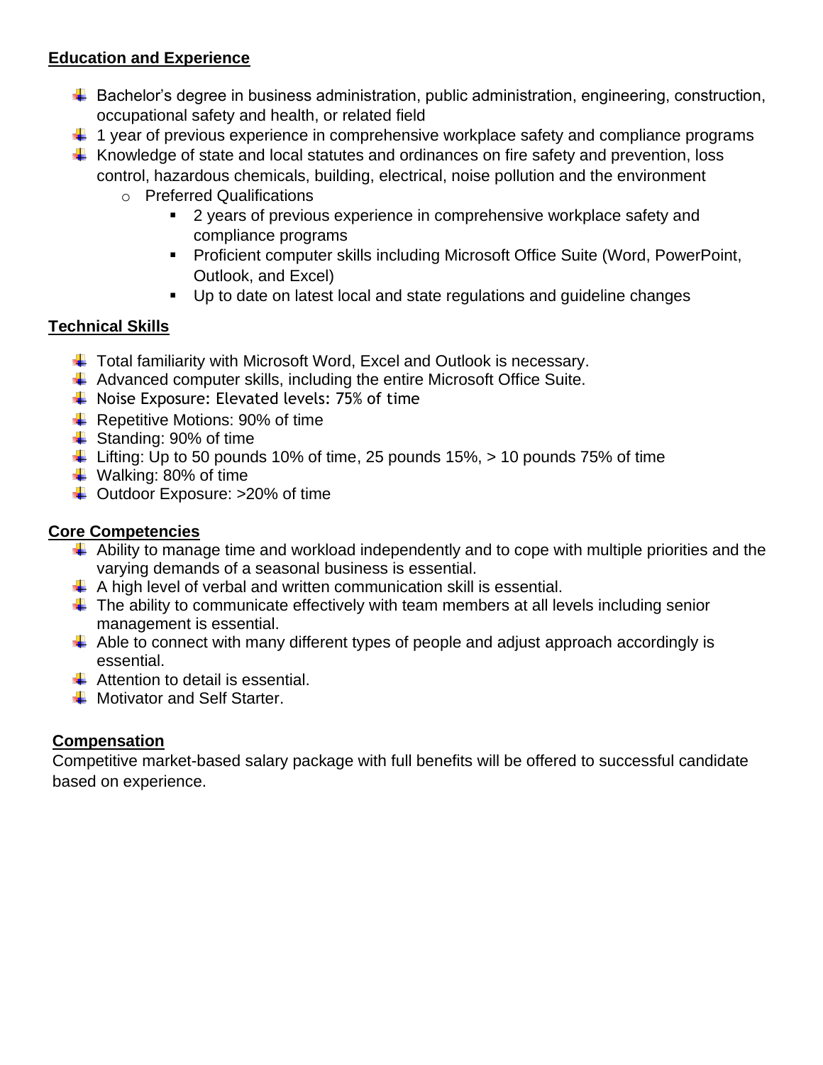**Education and Experience**

- Bachelor's degree in business administration, public administration, engineering, construction, occupational safety and health, or related field
- 1 year of previous experience in comprehensive workplace safety and compliance programs
- Knowledge of state and local statutes and ordinances on fire safety and prevention, loss control, hazardous chemicals, building, electrical, noise pollution and the environment
  - Preferred Qualifications
    - 2 years of previous experience in comprehensive workplace safety and compliance programs
    - Proficient computer skills including Microsoft Office Suite (Word, PowerPoint, Outlook, and Excel)
    - Up to date on latest local and state regulations and guideline changes

**Technical Skills**

- Total familiarity with Microsoft Word, Excel and Outlook is necessary.
- Advanced computer skills, including the entire Microsoft Office Suite.
- Noise Exposure: Elevated levels: 75% of time
- Repetitive Motions: 90% of time
- Standing: 90% of time
- Lifting: Up to 50 pounds 10% of time, 25 pounds 15%, > 10 pounds 75% of time
- Walking: 80% of time
- Outdoor Exposure: >20% of time

**Core Competencies**

- Ability to manage time and workload independently and to cope with multiple priorities and the varying demands of a seasonal business is essential.
- A high level of verbal and written communication skill is essential.
- The ability to communicate effectively with team members at all levels including senior management is essential.
- Able to connect with many different types of people and adjust approach accordingly is essential.
- Attention to detail is essential.
- Motivator and Self Starter.

**Compensation**

Competitive market-based salary package with full benefits will be offered to successful candidate based on experience.